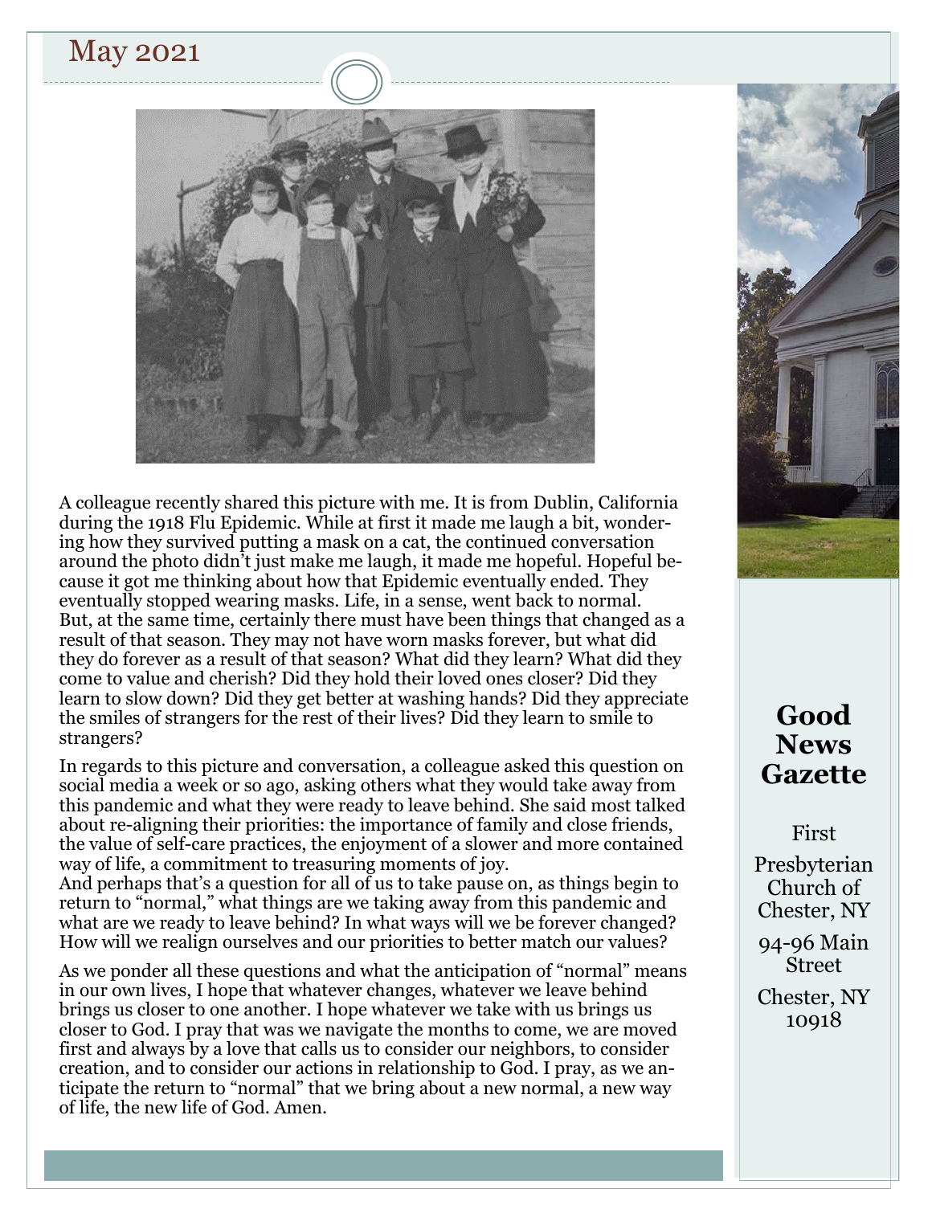May 2021

A colleague recently shared this picture with me. It is from Dublin, California during the 1918 Flu Epidemic. While at first it made me laugh a bit, wondering how they survived putting a mask on a cat, the continued conversation around the photo didn't just make me laugh, it made me hopeful. Hopeful because it got me thinking about how that Epidemic eventually ended. They eventually stopped wearing masks. Life, in a sense, went back to normal. But, at the same time, certainly there must have been things that changed as a result of that season. They may not have worn masks forever, but what did they do forever as a result of that season? What did they learn? What did they come to value and cherish? Did they hold their loved ones closer? Did they learn to slow down? Did they get better at washing hands? Did they appreciate the smiles of strangers for the rest of their lives? Did they learn to smile to strangers?

In regards to this picture and conversation, a colleague asked this question on social media a week or so ago, asking others what they would take away from this pandemic and what they were ready to leave behind. She said most talked about re-aligning their priorities: the importance of family and close friends, the value of self-care practices, the enjoyment of a slower and more contained way of life, a commitment to treasuring moments of joy.
And perhaps that's a question for all of us to take pause on, as things begin to return to "normal," what things are we taking away from this pandemic and what are we ready to leave behind? In what ways will we be forever changed? How will we realign ourselves and our priorities to better match our values?

As we ponder all these questions and what the anticipation of "normal" means in our own lives, I hope that whatever changes, whatever we leave behind brings us closer to one another. I hope whatever we take with us brings us closer to God. I pray that was we navigate the months to come, we are moved first and always by a love that calls us to consider our neighbors, to consider creation, and to consider our actions in relationship to God. I pray, as we anticipate the return to "normal" that we bring about a new normal, a new way of life, the new life of God. Amen.

# Good News Gazette

First Presbyterian Church of Chester, NY

94-96 Main Street

Chester, NY 10918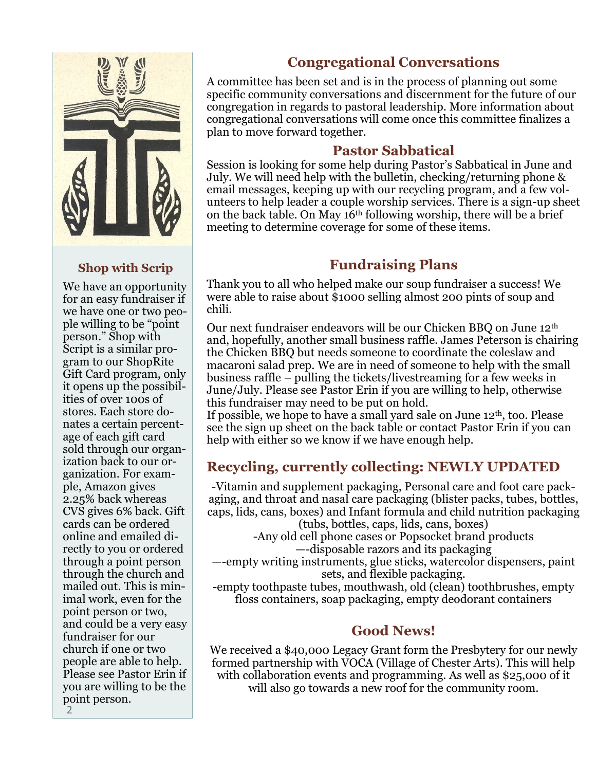## Congregational Conversations

A committee has been set and is in the process of planning out some specific community conversations and discernment for the future of our congregation in regards to pastoral leadership. More information about congregational conversations will come once this committee finalizes a plan to move forward together.

## Pastor Sabbatical

Session is looking for some help during Pastor's Sabbatical in June and July. We will need help with the bulletin, checking/returning phone & email messages, keeping up with our recycling program, and a few volunteers to help leader a couple worship services. There is a sign-up sheet on the back table. On May 16th following worship, there will be a brief meeting to determine coverage for some of these items.

## Shop with Scrip

We have an opportunity for an easy fundraiser if we have one or two people willing to be "point person." Shop with Script is a similar program to our ShopRite Gift Card program, only it opens up the possibilities of over 100s of stores. Each store donates a certain percentage of each gift card sold through our organization back to our organization. For example, Amazon gives 2.25% back whereas CVS gives 6% back. Gift cards can be ordered online and emailed directly to you or ordered through a point person through the church and mailed out. This is minimal work, even for the point person or two, and could be a very easy fundraiser for our church if one or two people are able to help. Please see Pastor Erin if you are willing to be the point person.

## Fundraising Plans

Thank you to all who helped make our soup fundraiser a success! We were able to raise about $1000 selling almost 200 pints of soup and chili.

Our next fundraiser endeavors will be our Chicken BBQ on June 12th and, hopefully, another small business raffle. James Peterson is chairing the Chicken BBQ but needs someone to coordinate the coleslaw and macaroni salad prep. We are in need of someone to help with the small business raffle – pulling the tickets/livestreaming for a few weeks in June/July. Please see Pastor Erin if you are willing to help, otherwise this fundraiser may need to be put on hold.

If possible, we hope to have a small yard sale on June 12th, too. Please see the sign up sheet on the back table or contact Pastor Erin if you can help with either so we know if we have enough help.

## Recycling, currently collecting: NEWLY UPDATED

-Vitamin and supplement packaging, Personal care and foot care packaging, and throat and nasal care packaging (blister packs, tubes, bottles, caps, lids, cans, boxes) and Infant formula and child nutrition packaging (tubs, bottles, caps, lids, cans, boxes)

-Any old cell phone cases or Popsocket brand products

—-disposable razors and its packaging

—-empty writing instruments, glue sticks, watercolor dispensers, paint sets, and flexible packaging.

-empty toothpaste tubes, mouthwash, old (clean) toothbrushes, empty floss containers, soap packaging, empty deodorant containers

## Good News!

We received a $40,000 Legacy Grant form the Presbytery for our newly formed partnership with VOCA (Village of Chester Arts). This will help with collaboration events and programming. As well as $25,000 of it will also go towards a new roof for the community room.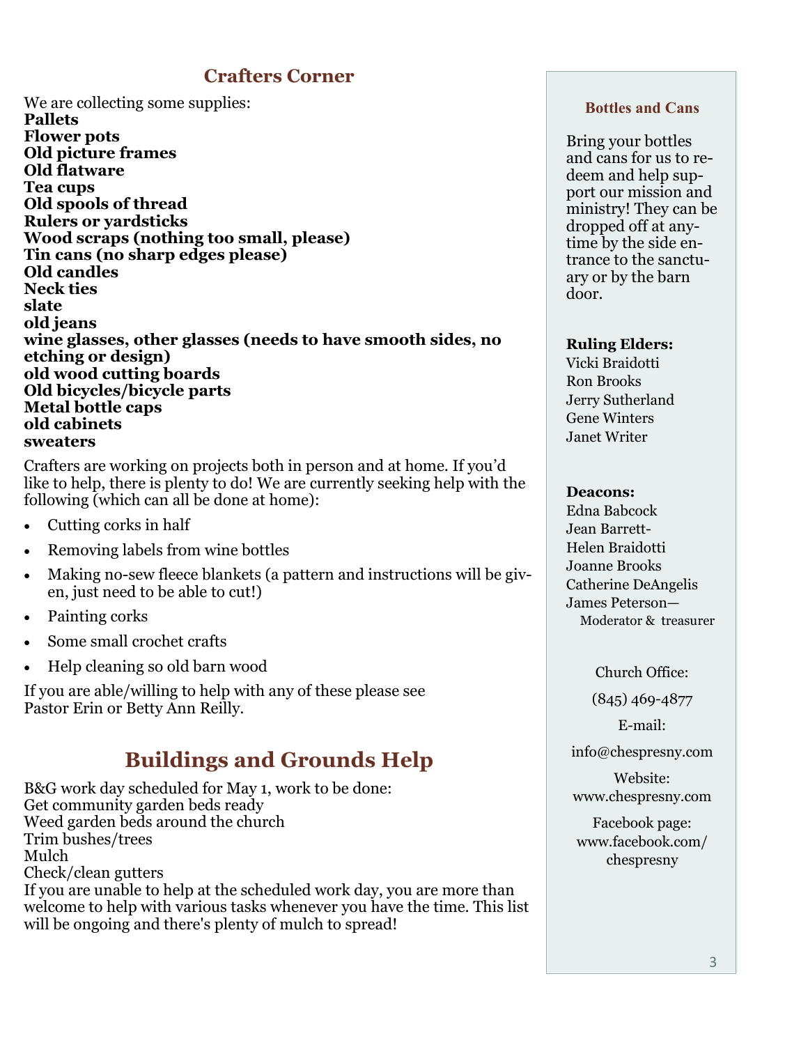## Crafters Corner

We are collecting some supplies:
**Pallets**
**Flower pots**
**Old picture frames**
**Old flatware**
**Tea cups**
**Old spools of thread**
**Rulers or yardsticks**
**Wood scraps (nothing too small, please)**
**Tin cans (no sharp edges please)**
**Old candles**
**Neck ties**
**slate**
**old jeans**
**wine glasses, other glasses (needs to have smooth sides, no etching or design)**
**old wood cutting boards**
**Old bicycles/bicycle parts**
**Metal bottle caps**
**old cabinets**
**sweaters**

Crafters are working on projects both in person and at home. If you'd like to help, there is plenty to do! We are currently seeking help with the following (which can all be done at home):

- Cutting corks in half
- Removing labels from wine bottles
- Making no-sew fleece blankets (a pattern and instructions will be given, just need to be able to cut!)
- Painting corks
- Some small crochet crafts
- Help cleaning so old barn wood

If you are able/willing to help with any of these please see Pastor Erin or Betty Ann Reilly.

## Buildings and Grounds Help

B&G work day scheduled for May 1, work to be done:
Get community garden beds ready
Weed garden beds around the church
Trim bushes/trees
Mulch
Check/clean gutters
If you are unable to help at the scheduled work day, you are more than welcome to help with various tasks whenever you have the time. This list will be ongoing and there's plenty of mulch to spread!

### Bottles and Cans

Bring your bottles and cans for us to redeem and help support our mission and ministry! They can be dropped off at anytime by the side entrance to the sanctuary or by the barn door.

**Ruling Elders:**
Vicki Braidotti
Ron Brooks
Jerry Sutherland
Gene Winters
Janet Writer

**Deacons:**
Edna Babcock
Jean Barrett-
Helen Braidotti
Joanne Brooks
Catherine DeAngelis
James Peterson—
Moderator & treasurer

Church Office:
(845) 469-4877

E-mail:
info@chespresny.com

Website:
www.chespresny.com

Facebook page:
www.facebook.com/chespresny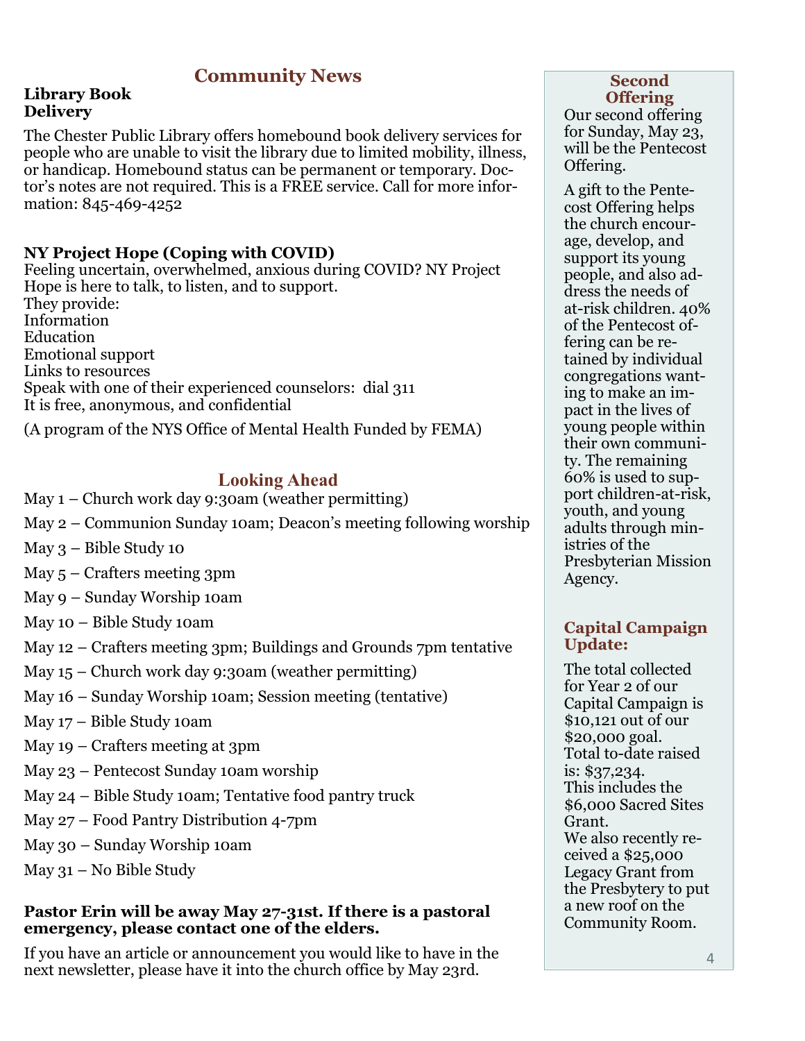## Community News

### Library Book Delivery

The Chester Public Library offers homebound book delivery services for people who are unable to visit the library due to limited mobility, illness, or handicap. Homebound status can be permanent or temporary. Doctor's notes are not required. This is a FREE service. Call for more information: 845-469-4252

### NY Project Hope (Coping with COVID)

Feeling uncertain, overwhelmed, anxious during COVID? NY Project Hope is here to talk, to listen, and to support.
They provide:
Information
Education
Emotional support
Links to resources
Speak with one of their experienced counselors: dial 311
It is free, anonymous, and confidential

(A program of the NYS Office of Mental Health Funded by FEMA)

## Looking Ahead

May 1 – Church work day 9:30am (weather permitting)

May 2 – Communion Sunday 10am; Deacon's meeting following worship

May 3 – Bible Study 10

May 5 – Crafters meeting 3pm

May 9 – Sunday Worship 10am

May 10 – Bible Study 10am

May 12 – Crafters meeting 3pm; Buildings and Grounds 7pm tentative

May 15 – Church work day 9:30am (weather permitting)

May 16 – Sunday Worship 10am; Session meeting (tentative)

May 17 – Bible Study 10am

May 19 – Crafters meeting at 3pm

May 23 – Pentecost Sunday 10am worship

May 24 – Bible Study 10am; Tentative food pantry truck

May 27 – Food Pantry Distribution 4-7pm

May 30 – Sunday Worship 10am

May 31 – No Bible Study

**Pastor Erin will be away May 27-31st. If there is a pastoral emergency, please contact one of the elders.**

If you have an article or announcement you would like to have in the next newsletter, please have it into the church office by May 23rd.

## Second Offering

Our second offering for Sunday, May 23, will be the Pentecost Offering.

A gift to the Pentecost Offering helps the church encourage, develop, and support its young people, and also address the needs of at-risk children. 40% of the Pentecost offering can be retained by individual congregations wanting to make an impact in the lives of young people within their own community. The remaining 60% is used to support children-at-risk, youth, and young adults through ministries of the Presbyterian Mission Agency.

## Capital Campaign Update:

The total collected for Year 2 of our Capital Campaign is $10,121 out of our $20,000 goal.
Total to-date raised is: $37,234.
This includes the $6,000 Sacred Sites Grant.
We also recently received a $25,000 Legacy Grant from the Presbytery to put a new roof on the Community Room.